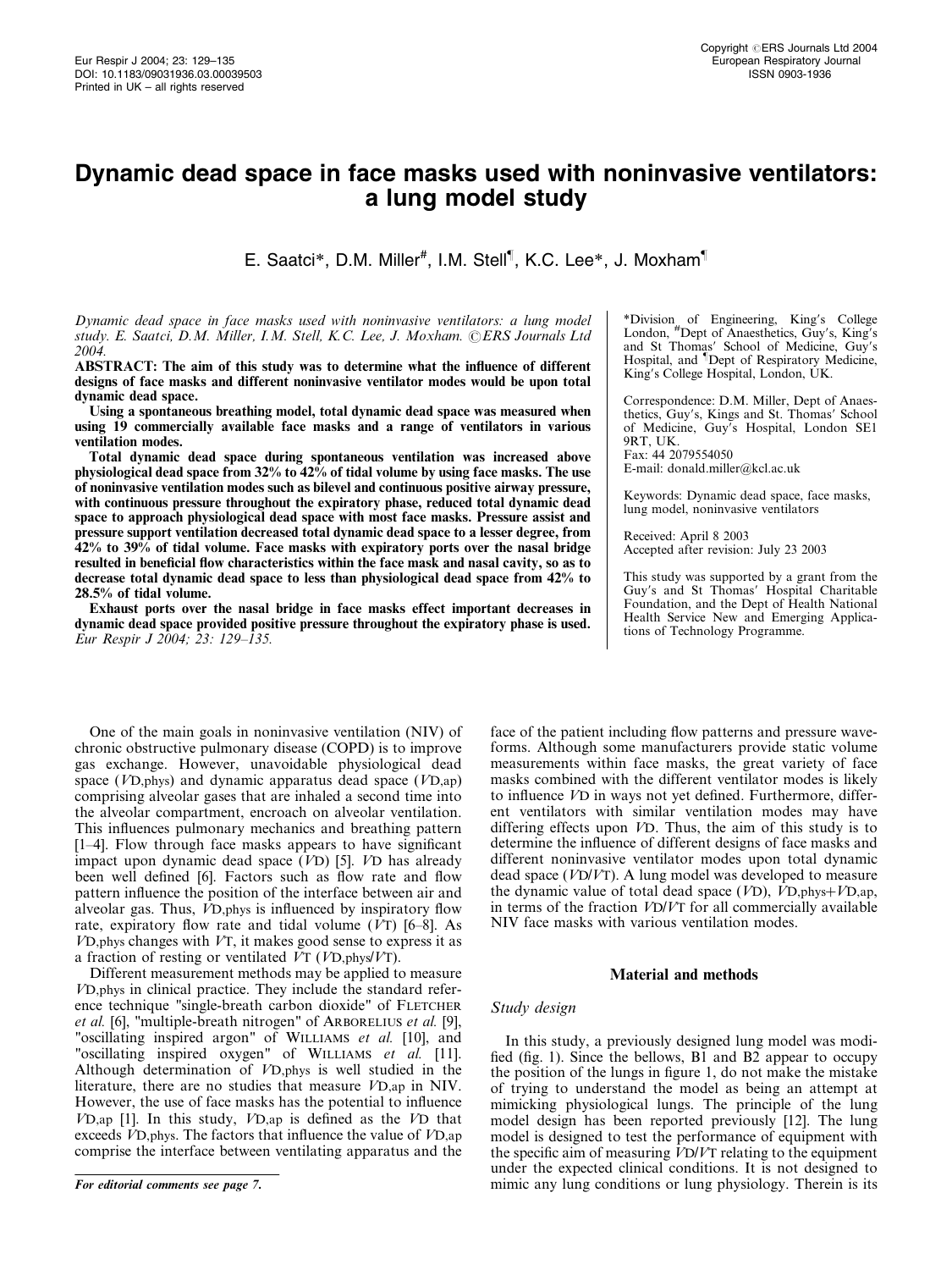# Dynamic dead space in face masks used with noninvasive ventilators: a lung model study

E. Saatci*, D.M. Miller[#], I.M. Stell[¶], K.C. Lee*, J. Moxham[¶]

*Dynamic dead space in face masks used with noninvasive ventilators: a lung model study. E. Saatci, D.M. Miller, I.M. Stell, K.C. Lee, J. Moxham. ©ERS Journals Ltd 2004.*

**ABSTRACT: The aim of this study was to determine what the influence of different designs of face masks and different noninvasive ventilator modes would be upon total dynamic dead space.**

**Using a spontaneous breathing model, total dynamic dead space was measured when using 19 commercially available face masks and a range of ventilators in various ventilation modes.**

**Total dynamic dead space during spontaneous ventilation was increased above physiological dead space from 32% to 42% of tidal volume by using face masks. The use of noninvasive ventilation modes such as bilevel and continuous positive airway pressure, with continuous pressure throughout the expiratory phase, reduced total dynamic dead space to approach physiological dead space with most face masks. Pressure assist and pressure support ventilation decreased total dynamic dead space to a lesser degree, from 42% to 39% of tidal volume. Face masks with expiratory ports over the nasal bridge resulted in beneficial flow characteristics within the face mask and nasal cavity, so as to decrease total dynamic dead space to less than physiological dead space from 42% to 28.5% of tidal volume.**

**Exhaust ports over the nasal bridge in face masks effect important decreases in dynamic dead space provided positive pressure throughout the expiratory phase is used.**
*Eur Respir J 2004; 23: 129–135.*

*Division of Engineering, King's College London, [#]Dept of Anaesthetics, Guy's, King's and St Thomas' School of Medicine, Guy's Hospital, and [¶]Dept of Respiratory Medicine, King's College Hospital, London, UK.

Correspondence: D.M. Miller, Dept of Anaesthetics, Guy's, Kings and St. Thomas' School of Medicine, Guy's Hospital, London SE1 9RT, UK.
Fax: 44 2079554050
E-mail: donald.miller@kcl.ac.uk

Keywords: Dynamic dead space, face masks, lung model, noninvasive ventilators

Received: April 8 2003
Accepted after revision: July 23 2003

This study was supported by a grant from the Guy's and St Thomas' Hospital Charitable Foundation, and the Dept of Health National Health Service New and Emerging Applications of Technology Programme.

One of the main goals in noninvasive ventilation (NIV) of chronic obstructive pulmonary disease (COPD) is to improve gas exchange. However, unavoidable physiological dead space ($V_{D,phys}$) and dynamic apparatus dead space ($V_{D,ap}$) comprising alveolar gases that are inhaled a second time into the alveolar compartment, encroach on alveolar ventilation. This influences pulmonary mechanics and breathing pattern [1–4]. Flow through face masks appears to have significant impact upon dynamic dead space ($V_D$) [5]. $V_D$ has already been well defined [6]. Factors such as flow rate and flow pattern influence the position of the interface between air and alveolar gas. Thus, $V_{D,phys}$ is influenced by inspiratory flow rate, expiratory flow rate and tidal volume ($V_T$) [6–8]. As $V_{D,phys}$ changes with $V_T$, it makes good sense to express it as a fraction of resting or ventilated $V_T$ ($V_{D,phys}/V_T$).

Different measurement methods may be applied to measure $V_{D,phys}$ in clinical practice. They include the standard reference technique "single-breath carbon dioxide" of Fletcher *et al.* [6], "multiple-breath nitrogen" of Arborelius *et al.* [9], "oscillating inspired argon" of Williams *et al.* [10], and "oscillating inspired oxygen" of Williams *et al.* [11]. Although determination of $V_{D,phys}$ is well studied in the literature, there are no studies that measure $V_{D,ap}$ in NIV. However, the use of face masks has the potential to influence $V_{D,ap}$ [1]. In this study, $V_{D,ap}$ is defined as the $V_D$ that exceeds $V_{D,phys}$. The factors that influence the value of $V_{D,ap}$ comprise the interface between ventilating apparatus and the face of the patient including flow patterns and pressure waveforms. Although some manufacturers provide static volume measurements within face masks, the great variety of face masks combined with the different ventilator modes is likely to influence $V_D$ in ways not yet defined. Furthermore, different ventilators with similar ventilation modes may have differing effects upon $V_D$. Thus, the aim of this study is to determine the influence of different designs of face masks and different noninvasive ventilator modes upon total dynamic dead space ($V_D/V_T$). A lung model was developed to measure the dynamic value of total dead space ($V_D$), $V_{D,phys}+V_{D,ap}$, in terms of the fraction $V_D/V_T$ for all commercially available NIV face masks with various ventilation modes.

*For editorial comments see page 7.*

## Material and methods

### Study design

In this study, a previously designed lung model was modified (fig. 1). Since the bellows, B1 and B2 appear to occupy the position of the lungs in figure 1, do not make the mistake of trying to understand the model as being an attempt at mimicking physiological lungs. The principle of the lung model design has been reported previously [12]. The lung model is designed to test the performance of equipment with the specific aim of measuring $V_D/V_T$ relating to the equipment under the expected clinical conditions. It is not designed to mimic any lung conditions or lung physiology. Therein is its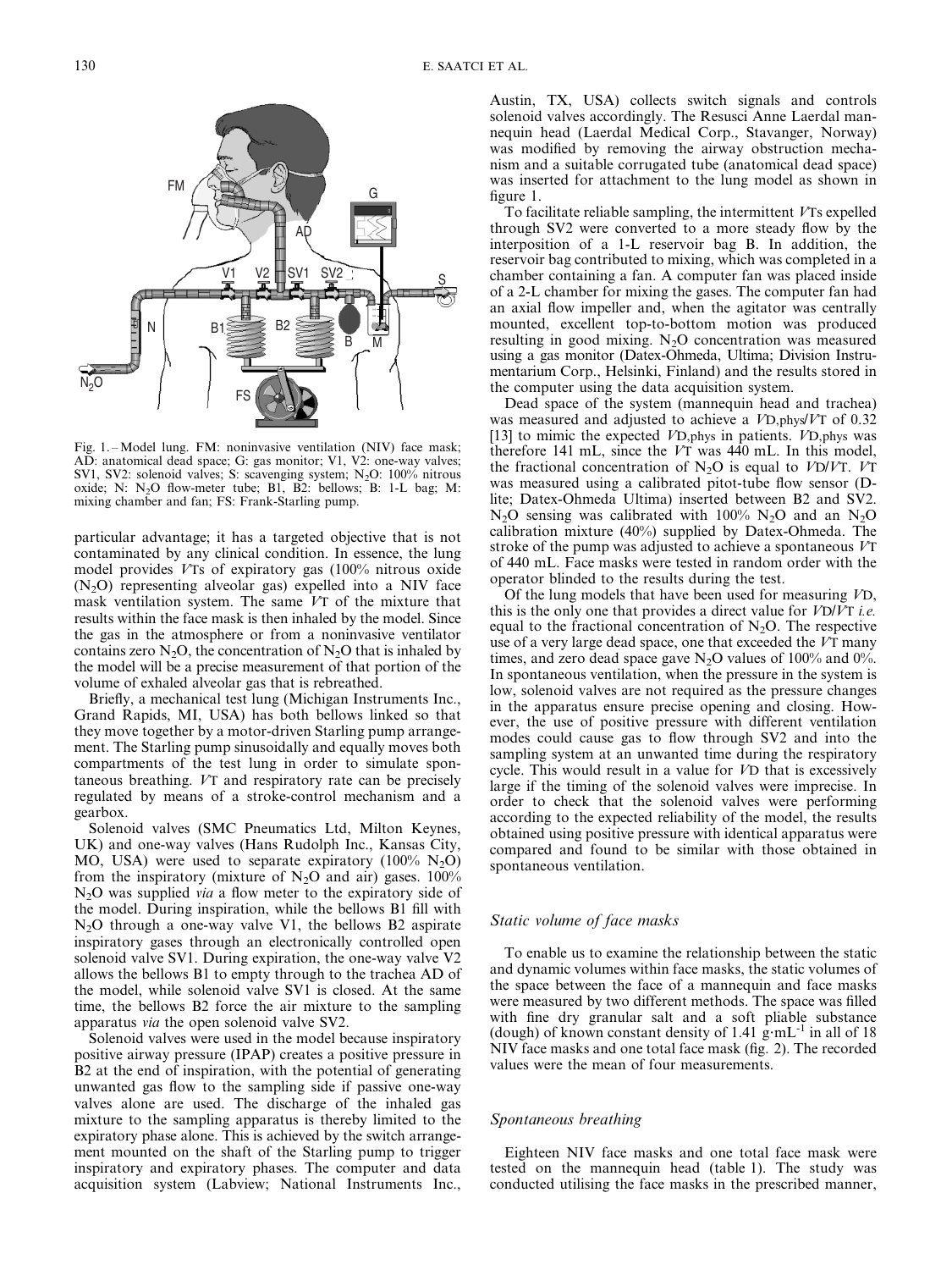FM

AD

G

V1 V2 SV1 SV2

S

N

B1

B2

B

M

$N_2O$

FS

Fig. 1. – Model lung. FM: noninvasive ventilation (NIV) face mask; AD: anatomical dead space; G: gas monitor; V1, V2: one-way valves; SV1, SV2: solenoid valves; S: scavenging system; $N_2O$: 100% nitrous oxide; N: $N_2O$ flow-meter tube; B1, B2: bellows; B: 1-L bag; M: mixing chamber and fan; FS: Frank-Starling pump.

particular advantage; it has a targeted objective that is not contaminated by any clinical condition. In essence, the lung model provides $V_T$s of expiratory gas (100% nitrous oxide ($N_2O$) representing alveolar gas) expelled into a NIV face mask ventilation system. The same $V_T$ of the mixture that results within the face mask is then inhaled by the model. Since the gas in the atmosphere or from a noninvasive ventilator contains zero $N_2O$, the concentration of $N_2O$ that is inhaled by the model will be a precise measurement of that portion of the volume of exhaled alveolar gas that is rebreathed.

Briefly, a mechanical test lung (Michigan Instruments Inc., Grand Rapids, MI, USA) has both bellows linked so that they move together by a motor-driven Starling pump arrangement. The Starling pump sinusoidally and equally moves both compartments of the test lung in order to simulate spontaneous breathing. $V_T$ and respiratory rate can be precisely regulated by means of a stroke-control mechanism and a gearbox.

Solenoid valves (SMC Pneumatics Ltd, Milton Keynes, UK) and one-way valves (Hans Rudolph Inc., Kansas City, MO, USA) were used to separate expiratory (100% $N_2O$) from the inspiratory (mixture of $N_2O$ and air) gases. 100% $N_2O$ was supplied *via* a flow meter to the expiratory side of the model. During inspiration, while the bellows B1 fill with $N_2O$ through a one-way valve V1, the bellows B2 aspirate inspiratory gases through an electronically controlled open solenoid valve SV1. During expiration, the one-way valve V2 allows the bellows B1 to empty through to the trachea AD of the model, while solenoid valve SV1 is closed. At the same time, the bellows B2 force the air mixture to the sampling apparatus *via* the open solenoid valve SV2.

Solenoid valves were used in the model because inspiratory positive airway pressure (IPAP) creates a positive pressure in B2 at the end of inspiration, with the potential of generating unwanted gas flow to the sampling side if passive one-way valves alone are used. The discharge of the inhaled gas mixture to the sampling apparatus is thereby limited to the expiratory phase alone. This is achieved by the switch arrangement mounted on the shaft of the Starling pump to trigger inspiratory and expiratory phases. The computer and data acquisition system (Labview; National Instruments Inc., Austin, TX, USA) collects switch signals and controls solenoid valves accordingly. The Resusci Anne Laerdal mannequin head (Laerdal Medical Corp., Stavanger, Norway) was modified by removing the airway obstruction mechanism and a suitable corrugated tube (anatomical dead space) was inserted for attachment to the lung model as shown in figure 1.

To facilitate reliable sampling, the intermittent $V_T$s expelled through SV2 were converted to a more steady flow by the interposition of a 1-L reservoir bag B. In addition, the reservoir bag contributed to mixing, which was completed in a chamber containing a fan. A computer fan was placed inside of a 2-L chamber for mixing the gases. The computer fan had an axial flow impeller and, when the agitator was centrally mounted, excellent top-to-bottom motion was produced resulting in good mixing. $N_2O$ concentration was measured using a gas monitor (Datex-Ohmeda, Ultima; Division Instrumentarium Corp., Helsinki, Finland) and the results stored in the computer using the data acquisition system.

Dead space of the system (mannequin head and trachea) was measured and adjusted to achieve a $V_{D,phys}/V_T$ of 0.32 [13] to mimic the expected $V_{D,phys}$ in patients. $V_{D,phys}$ was therefore 141 mL, since the $V_T$ was 440 mL. In this model, the fractional concentration of $N_2O$ is equal to $V_D/V_T$. $V_T$ was measured using a calibrated pitot-tube flow sensor (D-lite; Datex-Ohmeda Ultima) inserted between B2 and SV2. $N_2O$ sensing was calibrated with 100% $N_2O$ and an $N_2O$ calibration mixture (40%) supplied by Datex-Ohmeda. The stroke of the pump was adjusted to achieve a spontaneous $V_T$ of 440 mL. Face masks were tested in random order with the operator blinded to the results during the test.

Of the lung models that have been used for measuring $V_D$, this is the only one that provides a direct value for $V_D/V_T$ *i.e.* equal to the fractional concentration of $N_2O$. The respective use of a very large dead space, one that exceeded the $V_T$ many times, and zero dead space gave $N_2O$ values of 100% and 0%. In spontaneous ventilation, when the pressure in the system is low, solenoid valves are not required as the pressure changes in the apparatus ensure precise opening and closing. However, the use of positive pressure with different ventilation modes could cause gas to flow through SV2 and into the sampling system at an unwanted time during the respiratory cycle. This would result in a value for $V_D$ that is excessively large if the timing of the solenoid valves were imprecise. In order to check that the solenoid valves were performing according to the expected reliability of the model, the results obtained using positive pressure with identical apparatus were compared and found to be similar with those obtained in spontaneous ventilation.

### Static volume of face masks

To enable us to examine the relationship between the static and dynamic volumes within face masks, the static volumes of the space between the face of a mannequin and face masks were measured by two different methods. The space was filled with fine dry granular salt and a soft pliable substance (dough) of known constant density of 1.41 $g \cdot mL^{-1}$ in all of 18 NIV face masks and one total face mask (fig. 2). The recorded values were the mean of four measurements.

### Spontaneous breathing

Eighteen NIV face masks and one total face mask were tested on the mannequin head (table 1). The study was conducted utilising the face masks in the prescribed manner,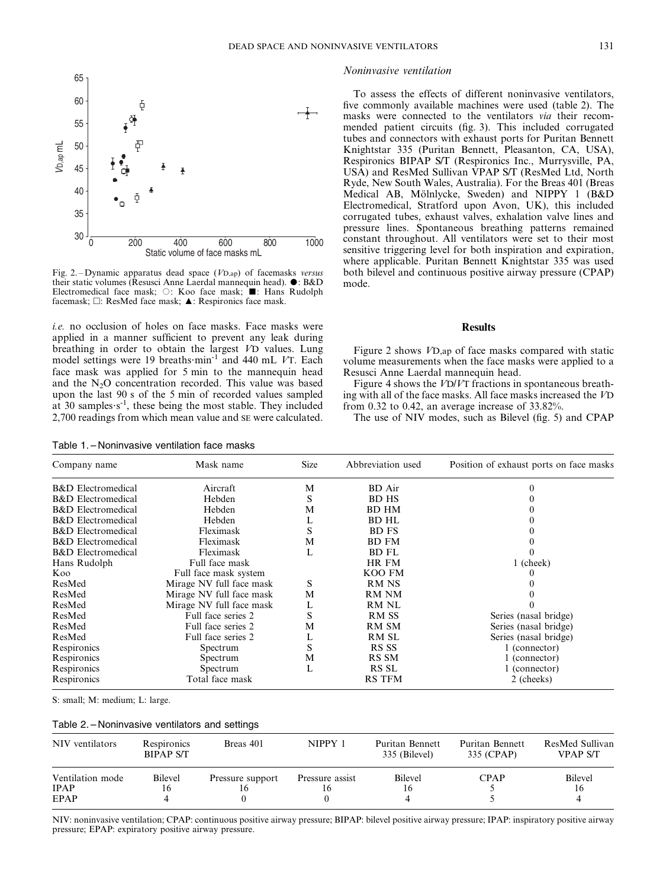65
60
55
50
45
40
35
30
$V_{D,ap}$ mL
0 200 400 600 800 1000
Static volume of face masks mL

Fig. 2. – Dynamic apparatus dead space ($V_{D,ap}$) of facemasks *versus* their static volumes (Resusci Anne Laerdal mannequin head). ●: B&D Electromedical face mask; ○: Koo face mask; ■: Hans Rudolph facemask; □: ResMed face mask; ▲: Respironics face mask.

*i.e.* no occlusion of holes on face masks. Face masks were applied in a manner sufficient to prevent any leak during breathing in order to obtain the largest $V_D$ values. Lung model settings were 19 breaths·min$^{-1}$ and 440 mL $V_T$. Each face mask was applied for 5 min to the mannequin head and the $N_2O$ concentration recorded. This value was based upon the last 90 s of the 5 min of recorded values sampled at 30 samples·s$^{-1}$, these being the most stable. They included 2,700 readings from which mean value and SE were calculated.

Table 1. – Noninvasive ventilation face masks

| Company name | Mask name | Size | Abbreviation used | Position of exhaust ports on face masks |
|---|---|---|---|---|
| B&D Electromedical | Aircraft | M | BD Air | 0 |
| B&D Electromedical | Hebden | S | BD HS | 0 |
| B&D Electromedical | Hebden | M | BD HM | 0 |
| B&D Electromedical | Hebden | L | BD HL | 0 |
| B&D Electromedical | Fleximask | S | BD FS | 0 |
| B&D Electromedical | Fleximask | M | BD FM | 0 |
| B&D Electromedical | Fleximask | L | BD FL | 0 |
| Hans Rudolph | Full face mask | | HR FM | 1 (cheek) |
| Koo | Full face mask system | | KOO FM | 0 |
| ResMed | Mirage NV full face mask | S | RM NS | 0 |
| ResMed | Mirage NV full face mask | M | RM NM | 0 |
| ResMed | Mirage NV full face mask | L | RM NL | 0 |
| ResMed | Full face series 2 | S | RM SS | Series (nasal bridge) |
| ResMed | Full face series 2 | M | RM SM | Series (nasal bridge) |
| ResMed | Full face series 2 | L | RM SL | Series (nasal bridge) |
| Respironics | Spectrum | S | RS SS | 1 (connector) |
| Respironics | Spectrum | M | RS SM | 1 (connector) |
| Respironics | Spectrum | L | RS SL | 1 (connector) |
| Respironics | Total face mask | | RS TFM | 2 (cheeks) |

S: small; M: medium; L: large.

Table 2. – Noninvasive ventilators and settings

| NIV ventilators | Respironics BIPAP S/T | Breas 401 | NIPPY 1 | Puritan Bennett 335 (Bilevel) | Puritan Bennett 335 (CPAP) | ResMed Sullivan VPAP S/T |
|---|---|---|---|---|---|---|
| Ventilation mode | Bilevel | Pressure support | Pressure assist | Bilevel | CPAP | Bilevel |
| IPAP | 16 | 16 | 16 | 16 | 5 | 16 |
| EPAP | 4 | 0 | 0 | 4 | 5 | 4 |

NIV: noninvasive ventilation; CPAP: continuous positive airway pressure; BIPAP: bilevel positive airway pressure; IPAP: inspiratory positive airway pressure; EPAP: expiratory positive airway pressure.

### Noninvasive ventilation

To assess the effects of different noninvasive ventilators, five commonly available machines were used (table 2). The masks were connected to the ventilators *via* their recommended patient circuits (fig. 3). This included corrugated tubes and connectors with exhaust ports for Puritan Bennett Knightstar 335 (Puritan Bennett, Pleasanton, CA, USA), Respironics BIPAP S/T (Respironics Inc., Murrysville, PA, USA) and ResMed Sullivan VPAP S/T (ResMed Ltd, North Ryde, New South Wales, Australia). For the Breas 401 (Breas Medical AB, Mölnlycke, Sweden) and NIPPY 1 (B&D Electromedical, Stratford upon Avon, UK), this included corrugated tubes, exhaust valves, exhalation valve lines and pressure lines. Spontaneous breathing patterns remained constant throughout. All ventilators were set to their most sensitive triggering level for both inspiration and expiration, where applicable. Puritan Bennett Knightstar 335 was used both bilevel and continuous positive airway pressure (CPAP) mode.

## Results

Figure 2 shows $V_{D,ap}$ of face masks compared with static volume measurements when the face masks were applied to a Resusci Anne Laerdal mannequin head.

Figure 4 shows the $V_D/V_T$ fractions in spontaneous breathing with all of the face masks. All face masks increased the $V_D$ from 0.32 to 0.42, an average increase of 33.82%.

The use of NIV modes, such as Bilevel (fig. 5) and CPAP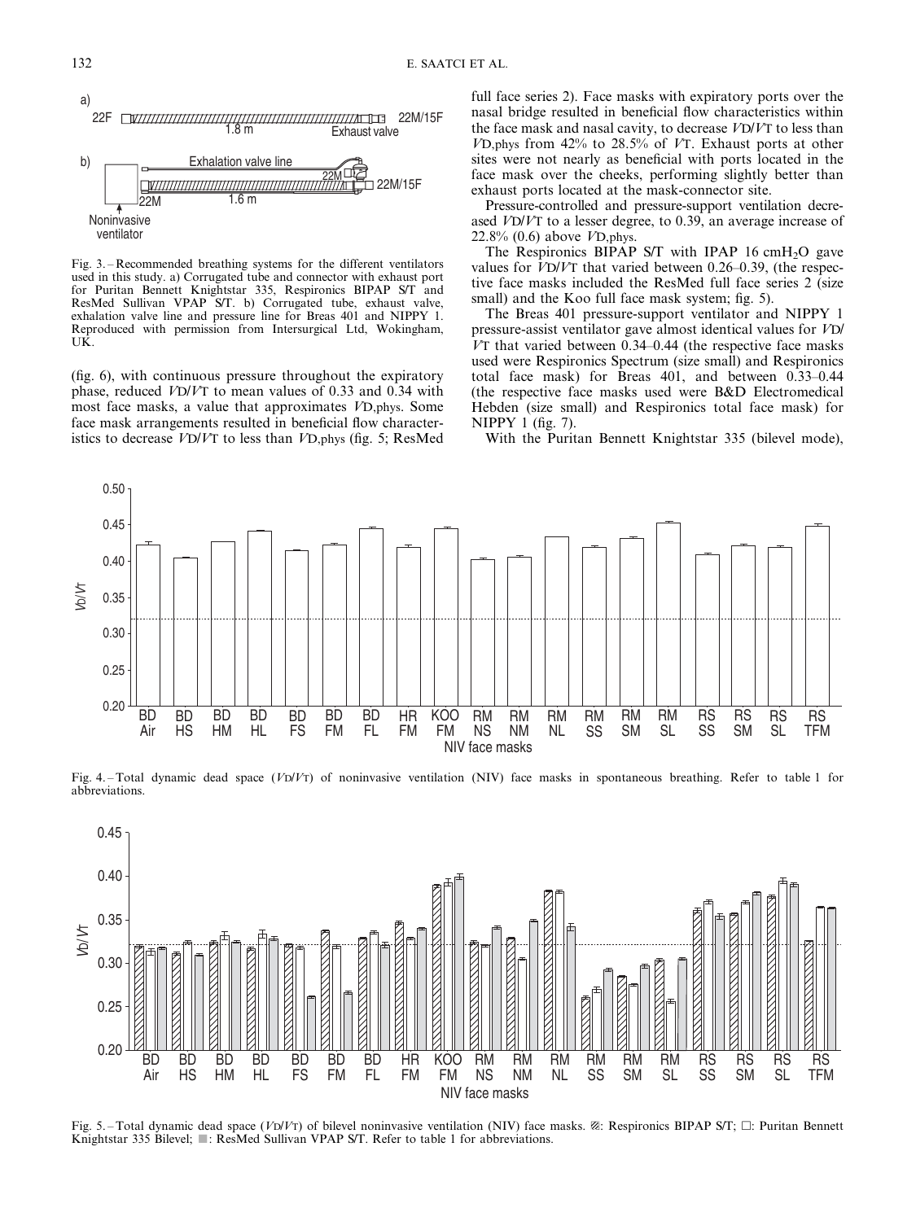a)

22F 1.8 m Exhaust valve 22M/15F

b)

Exhalation valve line

22M 1.6 m 22M 22M/15F

Noninvasive ventilator

Fig. 3. – Recommended breathing systems for the different ventilators used in this study. a) Corrugated tube and connector with exhaust port for Puritan Bennett Knightstar 335, Respironics BIPAP S/T and ResMed Sullivan VPAP S/T. b) Corrugated tube, exhaust valve, exhalation valve line and pressure line for Breas 401 and NIPPY 1. Reproduced with permission from Intersurgical Ltd, Wokingham, UK.

(fig. 6), with continuous pressure throughout the expiratory phase, reduced $V_D/V_T$ to mean values of 0.33 and 0.34 with most face masks, a value that approximates $V_{D,phys}$. Some face mask arrangements resulted in beneficial flow characteristics to decrease $V_D/V_T$ to less than $V_{D,phys}$ (fig. 5; ResMed full face series 2). Face masks with expiratory ports over the nasal bridge resulted in beneficial flow characteristics within the face mask and nasal cavity, to decrease $V_D/V_T$ to less than $V_{D,phys}$ from 42% to 28.5% of $V_T$. Exhaust ports at other sites were not nearly as beneficial with ports located in the face mask over the cheeks, performing slightly better than exhaust ports located at the mask-connector site.

Pressure-controlled and pressure-support ventilation decreased $V_D/V_T$ to a lesser degree, to 0.39, an average increase of 22.8% (0.6) above $V_{D,phys}$.

The Respironics BIPAP S/T with IPAP 16 $cmH_2O$ gave values for $V_D/V_T$ that varied between 0.26–0.39, (the respective face masks included the ResMed full face series 2 (size small) and the Koo full face mask system; fig. 5).

The Breas 401 pressure-support ventilator and NIPPY 1 pressure-assist ventilator gave almost identical values for $V_D/V_T$ that varied between 0.34–0.44 (the respective face masks used were Respironics Spectrum (size small) and Respironics total face mask) for Breas 401, and between 0.33–0.44 (the respective face masks used were B&D Electromedical Hebden (size small) and Respironics total face mask) for NIPPY 1 (fig. 7).

With the Puritan Bennett Knightstar 335 (bilevel mode),

$V_D/V_T$

0.50
0.45
0.40
0.35
0.30
0.25
0.20

BD Air, BD HS, BD HM, BD HL, BD FS, BD FM, BD FL, HR FM, KOO FM, RM NS, RM NM, RM NL, RM SS, RM SM, RM SL, RS SS, RS SM, RS SL, RS TFM

NIV face masks

Fig. 4. – Total dynamic dead space ($V_D/V_T$) of noninvasive ventilation (NIV) face masks in spontaneous breathing. Refer to table 1 for abbreviations.

$V_D/V_T$

0.45
0.40
0.35
0.30
0.25
0.20

BD Air, BD HS, BD HM, BD HL, BD FS, BD FM, BD FL, HR FM, KOO FM, RM NS, RM NM, RM NL, RM SS, RM SM, RM SL, RS SS, RS SM, RS SL, RS TFM

NIV face masks

Fig. 5. – Total dynamic dead space ($V_D/V_T$) of bilevel noninvasive ventilation (NIV) face masks. ▨: Respironics BIPAP S/T; □: Puritan Bennett Knightstar 335 Bilevel; ■: ResMed Sullivan VPAP S/T. Refer to table 1 for abbreviations.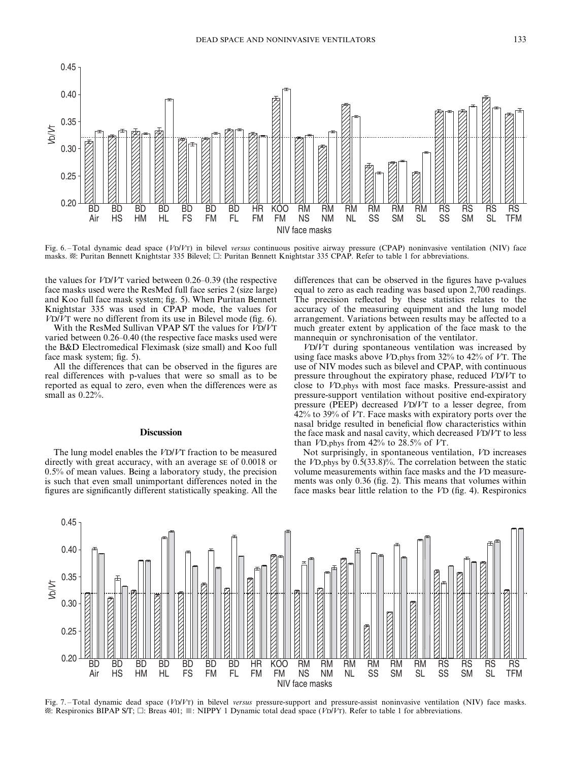0.45
0.40
0.35
0.30
0.25
0.20

$V_D/V_T$

BD Air, BD HS, BD HM, BD HL, BD FS, BD FM, BD FL, HR FM, KOO FM, RM NS, RM NM, RM NL, RM SS, RM SM, RM SL, RS SS, RS SM, RS SL, RS TFM

NIV face masks

Fig. 6. – Total dynamic dead space ($V_D/V_T$) in bilevel *versus* continuous positive airway pressure (CPAP) noninvasive ventilation (NIV) face masks. ▨: Puritan Bennett Knightstar 335 Bilevel; □: Puritan Bennett Knightstar 335 CPAP. Refer to table 1 for abbreviations.

the values for $V_D/V_T$ varied between 0.26–0.39 (the respective face masks used were the ResMed full face series 2 (size large) and Koo full face mask system; fig. 5). When Puritan Bennett Knightstar 335 was used in CPAP mode, the values for $V_D/V_T$ were no different from its use in Bilevel mode (fig. 6).

With the ResMed Sullivan VPAP S/T the values for $V_D/V_T$ varied between 0.26–0.40 (the respective face masks used were the B&D Electromedical Fleximask (size small) and Koo full face mask system; fig. 5).

All the differences that can be observed in the figures are real differences with p-values that were so small as to be reported as equal to zero, even when the differences were as small as 0.22%.

## Discussion

The lung model enables the $V_D/V_T$ fraction to be measured directly with great accuracy, with an average SE of 0.0018 or 0.5% of mean values. Being a laboratory study, the precision is such that even small unimportant differences noted in the figures are significantly different statistically speaking. All the differences that can be observed in the figures have p-values equal to zero as each reading was based upon 2,700 readings. The precision reflected by these statistics relates to the accuracy of the measuring equipment and the lung model arrangement. Variations between results may be affected to a much greater extent by application of the face mask to the mannequin or synchronisation of the ventilator.

$V_D/V_T$ during spontaneous ventilation was increased by using face masks above $V_{D,phys}$ from 32% to 42% of $V_T$. The use of NIV modes such as bilevel and CPAP, with continuous pressure throughout the expiratory phase, reduced $V_D/V_T$ to close to $V_{D,phys}$ with most face masks. Pressure-assist and pressure-support ventilation without positive end-expiratory pressure (PEEP) decreased $V_D/V_T$ to a lesser degree, from 42% to 39% of $V_T$. Face masks with expiratory ports over the nasal bridge resulted in beneficial flow characteristics within the face mask and nasal cavity, which decreased $V_D/V_T$ to less than $V_{D,phys}$ from 42% to 28.5% of $V_T$.

Not surprisingly, in spontaneous ventilation, $V_D$ increases the $V_{D,phys}$ by 0.5(33.8)%. The correlation between the static volume measurements within face masks and the $V_D$ measurements was only 0.36 (fig. 2). This means that volumes within face masks bear little relation to the $V_D$ (fig. 4). Respironics

0.45
0.40
0.35
0.30
0.25
0.20

$V_D/V_T$

BD Air, BD HS, BD HM, BD HL, BD FS, BD FM, BD FL, HR FM, KOO FM, RM NS, RM NM, RM NL, RM SS, RM SM, RM SL, RS SS, RS SM, RS SL, RS TFM

NIV face masks

Fig. 7. – Total dynamic dead space ($V_D/V_T$) in bilevel *versus* pressure-support and pressure-assist noninvasive ventilation (NIV) face masks. ▨: Respironics BIPAP S/T; □: Breas 401; ■: NIPPY 1 Dynamic total dead space ($V_D/V_T$). Refer to table 1 for abbreviations.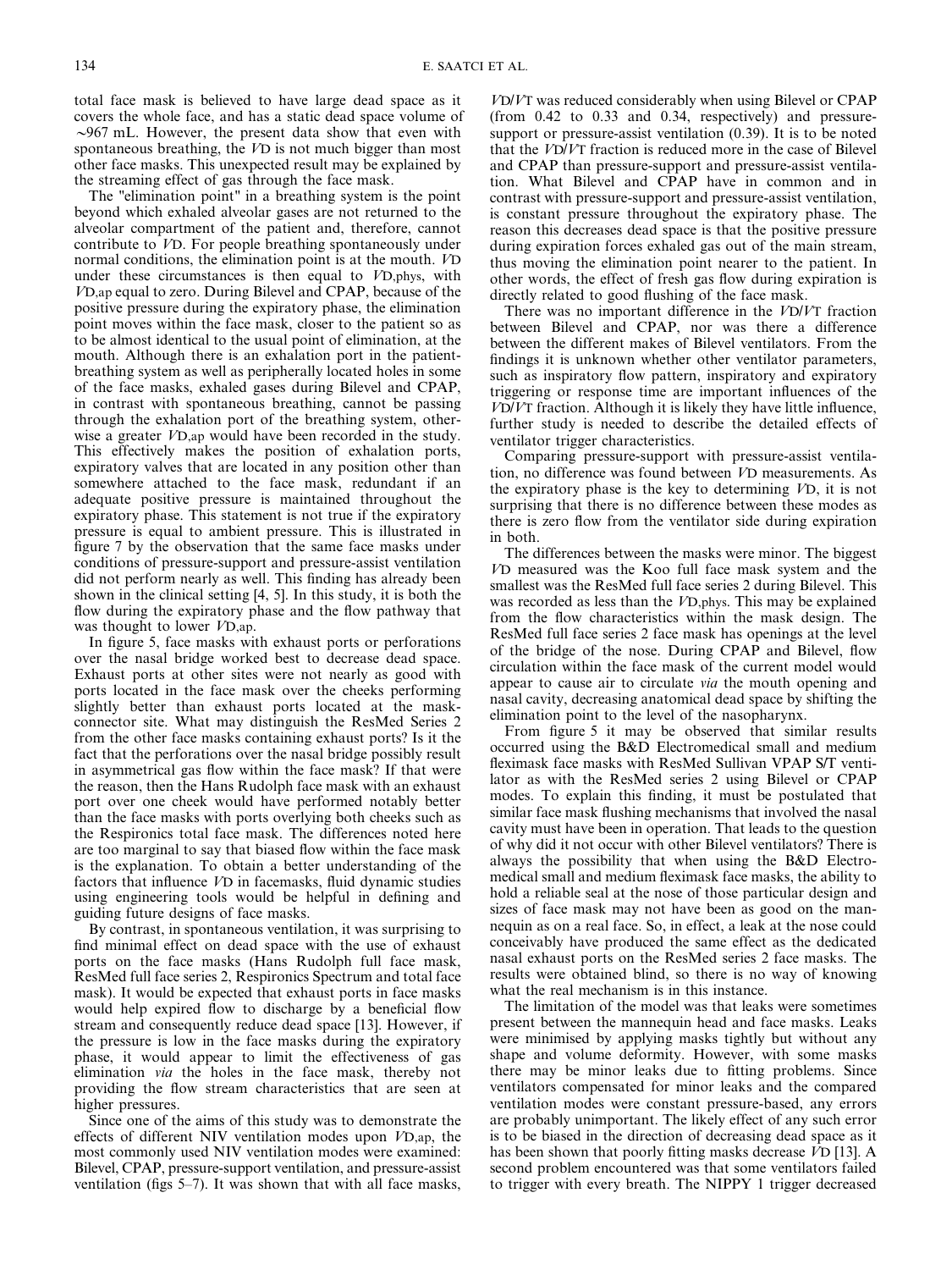total face mask is believed to have large dead space as it covers the whole face, and has a static dead space volume of ~967 mL. However, the present data show that even with spontaneous breathing, the $V_D$ is not much bigger than most other face masks. This unexpected result may be explained by the streaming effect of gas through the face mask.

The "elimination point" in a breathing system is the point beyond which exhaled alveolar gases are not returned to the alveolar compartment of the patient and, therefore, cannot contribute to $V_D$. For people breathing spontaneously under normal conditions, the elimination point is at the mouth. $V_D$ under these circumstances is then equal to $V_{D,phys}$, with $V_{D,ap}$ equal to zero. During Bilevel and CPAP, because of the positive pressure during the expiratory phase, the elimination point moves within the face mask, closer to the patient so as to be almost identical to the usual point of elimination, at the mouth. Although there is an exhalation port in the patient-breathing system as well as peripherally located holes in some of the face masks, exhaled gases during Bilevel and CPAP, in contrast with spontaneous breathing, cannot be passing through the exhalation port of the breathing system, otherwise a greater $V_{D,ap}$ would have been recorded in the study. This effectively makes the position of exhalation ports, expiratory valves that are located in any position other than somewhere attached to the face mask, redundant if an adequate positive pressure is maintained throughout the expiratory phase. This statement is not true if the expiratory pressure is equal to ambient pressure. This is illustrated in figure 7 by the observation that the same face masks under conditions of pressure-support and pressure-assist ventilation did not perform nearly as well. This finding has already been shown in the clinical setting [4, 5]. In this study, it is both the flow during the expiratory phase and the flow pathway that was thought to lower $V_{D,ap}$.

In figure 5, face masks with exhaust ports or perforations over the nasal bridge worked best to decrease dead space. Exhaust ports at other sites were not nearly as good with ports located in the face mask over the cheeks performing slightly better than exhaust ports located at the mask-connector site. What may distinguish the ResMed Series 2 from the other face masks containing exhaust ports? Is it the fact that the perforations over the nasal bridge possibly result in asymmetrical gas flow within the face mask? If that were the reason, then the Hans Rudolph face mask with an exhaust port over one cheek would have performed notably better than the face masks with ports overlying both cheeks such as the Respironics total face mask. The differences noted here are too marginal to say that biased flow within the face mask is the explanation. To obtain a better understanding of the factors that influence $V_D$ in facemasks, fluid dynamic studies using engineering tools would be helpful in defining and guiding future designs of face masks.

By contrast, in spontaneous ventilation, it was surprising to find minimal effect on dead space with the use of exhaust ports on the face masks (Hans Rudolph full face mask, ResMed full face series 2, Respironics Spectrum and total face mask). It would be expected that exhaust ports in face masks would help expired flow to discharge by a beneficial flow stream and consequently reduce dead space [13]. However, if the pressure is low in the face masks during the expiratory phase, it would appear to limit the effectiveness of gas elimination *via* the holes in the face mask, thereby not providing the flow stream characteristics that are seen at higher pressures.

Since one of the aims of this study was to demonstrate the effects of different NIV ventilation modes upon $V_{D,ap}$, the most commonly used NIV ventilation modes were examined: Bilevel, CPAP, pressure-support ventilation, and pressure-assist ventilation (figs 5–7). It was shown that with all face masks, $V_D/V_T$ was reduced considerably when using Bilevel or CPAP (from 0.42 to 0.33 and 0.34, respectively) and pressure-support or pressure-assist ventilation (0.39). It is to be noted that the $V_D/V_T$ fraction is reduced more in the case of Bilevel and CPAP than pressure-support and pressure-assist ventilation. What Bilevel and CPAP have in common and in contrast with pressure-support and pressure-assist ventilation, is constant pressure throughout the expiratory phase. The reason this decreases dead space is that the positive pressure during expiration forces exhaled gas out of the main stream, thus moving the elimination point nearer to the patient. In other words, the effect of fresh gas flow during expiration is directly related to good flushing of the face mask.

There was no important difference in the $V_D/V_T$ fraction between Bilevel and CPAP, nor was there a difference between the different makes of Bilevel ventilators. From the findings it is unknown whether other ventilator parameters, such as inspiratory flow pattern, inspiratory and expiratory triggering or response time are important influences of the $V_D/V_T$ fraction. Although it is likely they have little influence, further study is needed to describe the detailed effects of ventilator trigger characteristics.

Comparing pressure-support with pressure-assist ventilation, no difference was found between $V_D$ measurements. As the expiratory phase is the key to determining $V_D$, it is not surprising that there is no difference between these modes as there is zero flow from the ventilator side during expiration in both.

The differences between the masks were minor. The biggest $V_D$ measured was the Koo full face mask system and the smallest was the ResMed full face series 2 during Bilevel. This was recorded as less than the $V_{D,phys}$. This may be explained from the flow characteristics within the mask design. The ResMed full face series 2 face mask has openings at the level of the bridge of the nose. During CPAP and Bilevel, flow circulation within the face mask of the current model would appear to cause air to circulate *via* the mouth opening and nasal cavity, decreasing anatomical dead space by shifting the elimination point to the level of the nasopharynx.

From figure 5 it may be observed that similar results occurred using the B&D Electromedical small and medium fleximask face masks with ResMed Sullivan VPAP S/T ventilator as with the ResMed series 2 using Bilevel or CPAP modes. To explain this finding, it must be postulated that similar face mask flushing mechanisms that involved the nasal cavity must have been in operation. That leads to the question of why did it not occur with other Bilevel ventilators? There is always the possibility that when using the B&D Electromedical small and medium fleximask face masks, the ability to hold a reliable seal at the nose of those particular design and sizes of face mask may not have been as good on the mannequin as on a real face. So, in effect, a leak at the nose could conceivably have produced the same effect as the dedicated nasal exhaust ports on the ResMed series 2 face masks. The results were obtained blind, so there is no way of knowing what the real mechanism is in this instance.

The limitation of the model was that leaks were sometimes present between the mannequin head and face masks. Leaks were minimised by applying masks tightly but without any shape and volume deformity. However, with some masks there may be minor leaks due to fitting problems. Since ventilators compensated for minor leaks and the compared ventilation modes were constant pressure-based, any errors are probably unimportant. The likely effect of any such error is to be biased in the direction of decreasing dead space as it has been shown that poorly fitting masks decrease $V_D$ [13]. A second problem encountered was that some ventilators failed to trigger with every breath. The NIPPY 1 trigger decreased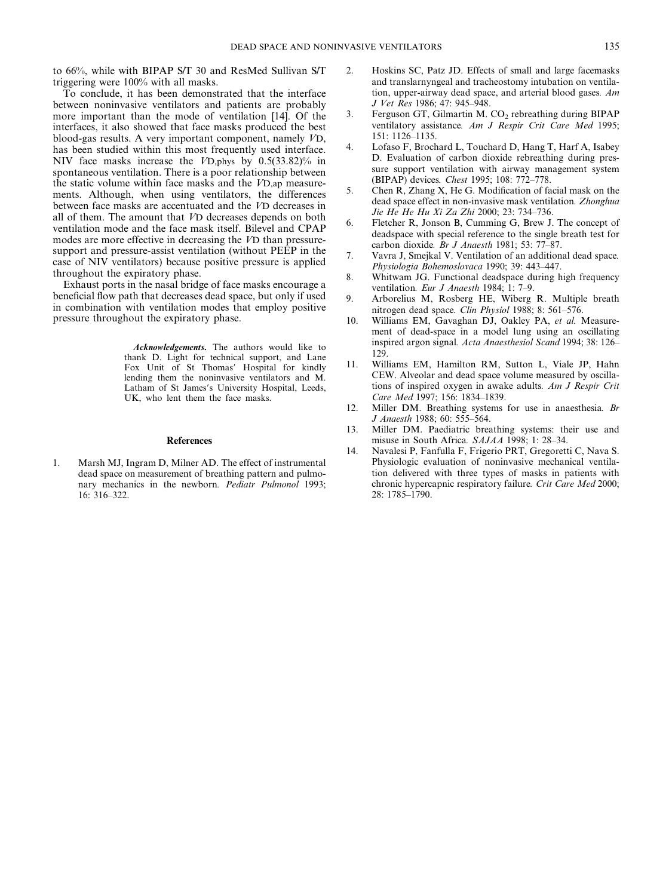to 66%, while with BIPAP S/T 30 and ResMed Sullivan S/T triggering were 100% with all masks.

To conclude, it has been demonstrated that the interface between noninvasive ventilators and patients are probably more important than the mode of ventilation [14]. Of the interfaces, it also showed that face masks produced the best blood-gas results. A very important component, namely $V_D$, has been studied within this most frequently used interface. NIV face masks increase the $V_{D,phys}$ by 0.5(33.82)% in spontaneous ventilation. There is a poor relationship between the static volume within face masks and the $V_{D,ap}$ measurements. Although, when using ventilators, the differences between face masks are accentuated and the $V_D$ decreases in all of them. The amount that $V_D$ decreases depends on both ventilation mode and the face mask itself. Bilevel and CPAP modes are more effective in decreasing the $V_D$ than pressure-support and pressure-assist ventilation (without PEEP in the case of NIV ventilators) because positive pressure is applied throughout the expiratory phase.

Exhaust ports in the nasal bridge of face masks encourage a beneficial flow path that decreases dead space, but only if used in combination with ventilation modes that employ positive pressure throughout the expiratory phase.

***Acknowledgements.*** The authors would like to thank D. Light for technical support, and Lane Fox Unit of St Thomas' Hospital for kindly lending them the noninvasive ventilators and M. Latham of St James's University Hospital, Leeds, UK, who lent them the face masks.

## References

1. Marsh MJ, Ingram D, Milner AD. The effect of instrumental dead space on measurement of breathing pattern and pulmonary mechanics in the newborn. *Pediatr Pulmonol* 1993; 16: 316–322.
2. Hoskins SC, Patz JD. Effects of small and large facemasks and translarnyngeal and tracheostomy intubation on ventilation, upper-airway dead space, and arterial blood gases. *Am J Vet Res* 1986; 47: 945–948.
3. Ferguson GT, Gilmartin M. $CO_2$ rebreathing during BIPAP ventilatory assistance. *Am J Respir Crit Care Med* 1995; 151: 1126–1135.
4. Lofaso F, Brochard L, Touchard D, Hang T, Harf A, Isabey D. Evaluation of carbon dioxide rebreathing during pressure support ventilation with airway management system (BIPAP) devices. *Chest* 1995; 108: 772–778.
5. Chen R, Zhang X, He G. Modification of facial mask on the dead space effect in non-invasive mask ventilation. *Zhonghua Jie He He Hu Xi Za Zhi* 2000; 23: 734–736.
6. Fletcher R, Jonson B, Cumming G, Brew J. The concept of deadspace with special reference to the single breath test for carbon dioxide. *Br J Anaesth* 1981; 53: 77–87.
7. Vavra J, Smejkal V. Ventilation of an additional dead space. *Physiologia Bohemoslovaca* 1990; 39: 443–447.
8. Whitwam JG. Functional deadspace during high frequency ventilation. *Eur J Anaesth* 1984; 1: 7–9.
9. Arborelius M, Rosberg HE, Wiberg R. Multiple breath nitrogen dead space. *Clin Physiol* 1988; 8: 561–576.
10. Williams EM, Gavaghan DJ, Oakley PA, *et al.* Measurement of dead-space in a model lung using an oscillating inspired argon signal. *Acta Anaesthesiol Scand* 1994; 38: 126–129.
11. Williams EM, Hamilton RM, Sutton L, Viale JP, Hahn CEW. Alveolar and dead space volume measured by oscillations of inspired oxygen in awake adults. *Am J Respir Crit Care Med* 1997; 156: 1834–1839.
12. Miller DM. Breathing systems for use in anaesthesia. *Br J Anaesth* 1988; 60: 555–564.
13. Miller DM. Paediatric breathing systems: their use and misuse in South Africa. *SAJAA* 1998; 1: 28–34.
14. Navalesi P, Fanfulla F, Frigerio PRT, Gregoretti C, Nava S. Physiologic evaluation of noninvasive mechanical ventilation delivered with three types of masks in patients with chronic hypercapnic respiratory failure. *Crit Care Med* 2000; 28: 1785–1790.